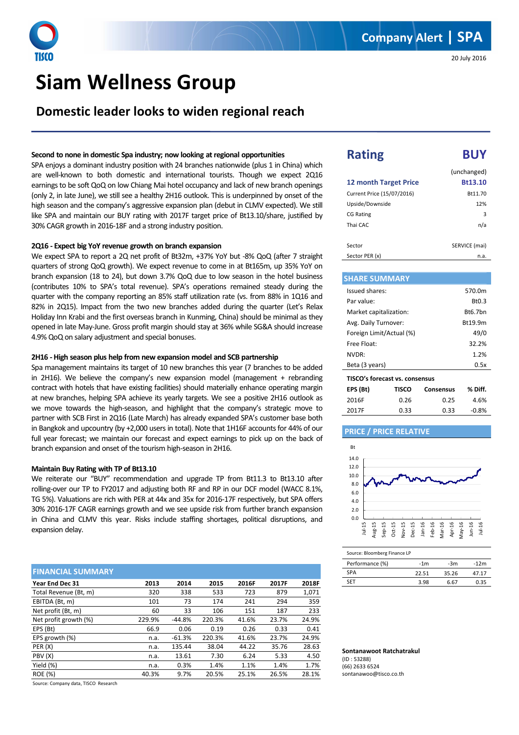Company Alert | SPA

20 July 2016

# Siam Wellness Group

## Domestic leader looks to widen regional reach

**Second to none in domestic Spa industry; now looking at regional opportunities**

SPA enjoys a dominant industry position with 24 branches nationwide (plus 1 in China) which are well-known to both domestic and international tourists. Though we expect 2Q16 earnings to be soft QoQ on low Chiang Mai hotel occupancy and lack of new branch openings (only 2, in late June), we still see a healthy 2H16 outlook. This is underpinned by onset of the high season and the company's aggressive expansion plan (debut in CLMV expected). We still like SPA and maintain our BUY rating with 2017F target price of Bt13.10/share, justified by 30% CAGR growth in 2016-18F and a strong industry position.

**2Q16 - Expect big YoY revenue growth on branch expansion**

We expect SPA to report a 2Q net profit of Bt32m, +37% YoY but -8% QoQ (after 7 straight quarters of strong QoQ growth). We expect revenue to come in at Bt165m, up 35% YoY on branch expansion (18 to 24), but down 3.7% QoQ due to low season in the hotel business (contributes 10% to SPA's total revenue). SPA's operations remained steady during the quarter with the company reporting an 85% staff utilization rate (vs. from 88% in 1Q16 and 82% in 2Q15). Impact from the two new branches added during the quarter (Let's Relax Holiday Inn Krabi and the first overseas branch in Kunming, China) should be minimal as they opened in late May-June. Gross profit margin should stay at 36% while SG&A should increase 4.9% QoQ on salary adjustment and special bonuses.

**2H16 - High season plus help from new expansion model and SCB partnership**

Spa management maintains its target of 10 new branches this year (7 branches to be added in 2H16). We believe the company's new expansion model (management + rebranding contract with hotels that have existing facilities) should materially enhance operating margin at new branches, helping SPA achieve its yearly targets. We see a positive 2H16 outlook as we move towards the high-season, and highlight that the company's strategic move to partner with SCB First in 2Q16 (Late March) has already expanded SPA's customer base both in Bangkok and upcountry (by +2,000 users in total). Note that 1H16F accounts for 44% of our full year forecast; we maintain our forecast and expect earnings to pick up on the back of branch expansion and onset of the tourism high-season in 2H16.

**Maintain Buy Rating with TP of Bt13.10**

We reiterate our "BUY" recommendation and upgrade TP from Bt11.3 to Bt13.10 after rolling-over our TP to FY2017 and adjusting both RF and RP in our DCF model (WACC 8.1%, TG 5%). Valuations are rich with PER at 44x and 35x for 2016-17F respectively, but SPA offers 30% 2016-17F CAGR earnings growth and we see upside risk from further branch expansion in China and CLMV this year. Risks include staffing shortages, political disruptions, and expansion delay.

**FINANCIAL SUMMARY**

| Year End Dec 31 | 2013 | 2014 | 2015 | 2016F | 2017F | 2018F |
|---|---|---|---|---|---|---|
| Total Revenue (Bt, m) | 320 | 338 | 533 | 723 | 879 | 1,071 |
| EBITDA (Bt, m) | 101 | 73 | 174 | 241 | 294 | 359 |
| Net profit (Bt, m) | 60 | 33 | 106 | 151 | 187 | 233 |
| Net profit growth (%) | 229.9% | -44.8% | 220.3% | 41.6% | 23.7% | 24.9% |
| EPS (Bt) | 66.9 | 0.06 | 0.19 | 0.26 | 0.33 | 0.41 |
| EPS growth (%) | n.a. | -61.3% | 220.3% | 41.6% | 23.7% | 24.9% |
| PER (X) | n.a. | 135.44 | 38.04 | 44.22 | 35.76 | 28.63 |
| PBV (X) | n.a. | 13.61 | 7.30 | 6.24 | 5.33 | 4.50 |
| Yield (%) | n.a. | 0.3% | 1.4% | 1.1% | 1.4% | 1.7% |
| ROE (%) | 40.3% | 9.7% | 20.5% | 25.1% | 26.5% | 28.1% |

Source: Company data, TISCO Research

## Rating BUY

| | |
|---|---|
| | (unchanged) |
| **12 month Target Price** | **Bt13.10** |
| Current Price (15/07/2016) | Bt11.70 |
| Upside/Downside | 12% |
| CG Rating | 3 |
| Thai CAC | n/a |
| Sector | SERVICE (mai) |
| Sector PER (x) | n.a. |

**SHARE SUMMARY**

| | |
|---|---|
| Issued shares: | 570.0m |
| Par value: | Bt0.3 |
| Market capitalization: | Bt6.7bn |
| Avg. Daily Turnover: | Bt19.9m |
| Foreign Limit/Actual (%) | 49/0 |
| Free Float: | 32.2% |
| NVDR: | 1.2% |
| Beta (3 years) | 0.5x |

**TISCO's forecast vs. consensus**

| EPS (Bt) | TISCO | Consensus | % Diff. |
|---|---|---|---|
| 2016F | 0.26 | 0.25 | 4.6% |
| 2017F | 0.33 | 0.33 | -0.8% |

**PRICE / PRICE RELATIVE**

Source: Bloomberg Finance LP

| Performance (%) | -1m | -3m | -12m |
|---|---|---|---|
| SPA | 22.51 | 35.26 | 47.17 |
| SET | 3.98 | 6.67 | 0.35 |

**Sontanawoot Ratchatrakul**
(ID : 53288)
(66) 2633 6524
sontanawoo@tisco.co.th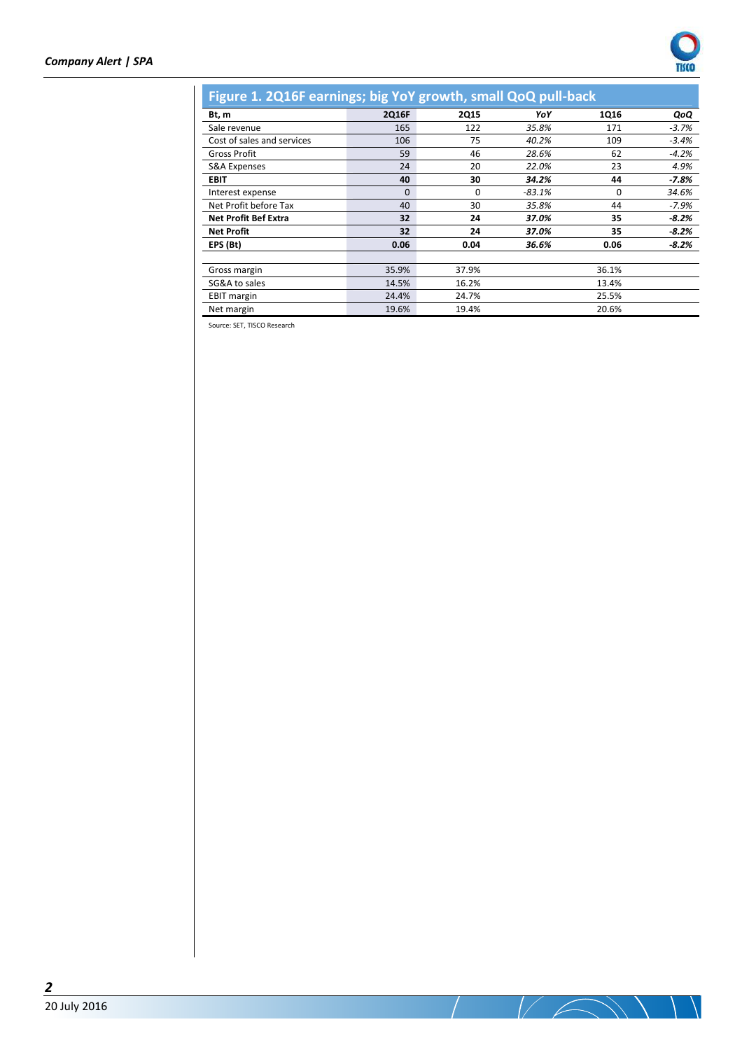## Figure 1. 2Q16F earnings; big YoY growth, small QoQ pull-back

| Bt, m | 2Q16F | 2Q15 | YoY | 1Q16 | QoQ |
|---|---|---|---|---|---|
| Sale revenue | 165 | 122 | *35.8%* | 171 | *-3.7%* |
| Cost of sales and services | 106 | 75 | *40.2%* | 109 | *-3.4%* |
| Gross Profit | 59 | 46 | *28.6%* | 62 | *-4.2%* |
| S&A Expenses | 24 | 20 | *22.0%* | 23 | *4.9%* |
| **EBIT** | **40** | **30** | ***34.2%*** | **44** | ***-7.8%*** |
| Interest expense | 0 | 0 | *-83.1%* | 0 | *34.6%* |
| Net Profit before Tax | 40 | 30 | *35.8%* | 44 | *-7.9%* |
| **Net Profit Bef Extra** | **32** | **24** | ***37.0%*** | **35** | ***-8.2%*** |
| **Net Profit** | **32** | **24** | ***37.0%*** | **35** | ***-8.2%*** |
| **EPS (Bt)** | **0.06** | **0.04** | ***36.6%*** | **0.06** | ***-8.2%*** |
| | | | | | |
| Gross margin | 35.9% | 37.9% | | 36.1% | |
| SG&A to sales | 14.5% | 16.2% | | 13.4% | |
| EBIT margin | 24.4% | 24.7% | | 25.5% | |
| Net margin | 19.6% | 19.4% | | 20.6% | |

Source: SET, TISCO Research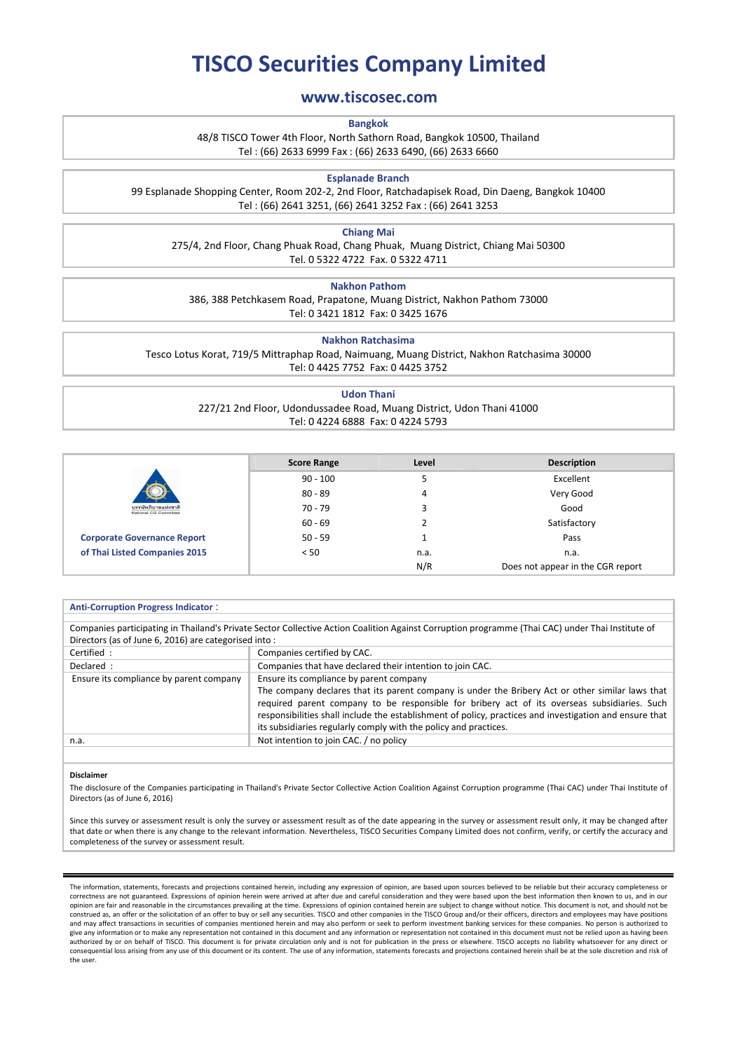# TISCO Securities Company Limited

## www.tiscosec.com

**Bangkok**
48/8 TISCO Tower 4th Floor, North Sathorn Road, Bangkok 10500, Thailand
Tel : (66) 2633 6999 Fax : (66) 2633 6490, (66) 2633 6660

**Esplanade Branch**
99 Esplanade Shopping Center, Room 202-2, 2nd Floor, Ratchadapisek Road, Din Daeng, Bangkok 10400
Tel : (66) 2641 3251, (66) 2641 3252 Fax : (66) 2641 3253

**Chiang Mai**
275/4, 2nd Floor, Chang Phuak Road, Chang Phuak, Muang District, Chiang Mai 50300
Tel. 0 5322 4722 Fax. 0 5322 4711

**Nakhon Pathom**
386, 388 Petchkasem Road, Prapatone, Muang District, Nakhon Pathom 73000
Tel: 0 3421 1812 Fax: 0 3425 1676

**Nakhon Ratchasima**
Tesco Lotus Korat, 719/5 Mittraphap Road, Naimuang, Muang District, Nakhon Ratchasima 30000
Tel: 0 4425 7752 Fax: 0 4425 3752

**Udon Thani**
227/21 2nd Floor, Udondussadee Road, Muang District, Udon Thani 41000
Tel: 0 4224 6888 Fax: 0 4224 5793

บรรษัทภิบาลแห่งชาติ
National CG Committee

**Corporate Governance Report of Thai Listed Companies 2015**

| Score Range | Level | Description |
|---|---|---|
| 90 - 100 | 5 | Excellent |
| 80 - 89 | 4 | Very Good |
| 70 - 79 | 3 | Good |
| 60 - 69 | 2 | Satisfactory |
| 50 - 59 | 1 | Pass |
| < 50 | n.a. | n.a. |
| | N/R | Does not appear in the CGR report |

**Anti-Corruption Progress Indicator** :

Companies participating in Thailand's Private Sector Collective Action Coalition Against Corruption programme (Thai CAC) under Thai Institute of Directors (as of June 6, 2016) are categorised into :

| | |
|---|---|
| Certified : | Companies certified by CAC. |
| Declared : | Companies that have declared their intention to join CAC. |
| Ensure its compliance by parent company | Ensure its compliance by parent company<br>The company declares that its parent company is under the Bribery Act or other similar laws that required parent company to be responsible for bribery act of its overseas subsidiaries. Such responsibilities shall include the establishment of policy, practices and investigation and ensure that its subsidiaries regularly comply with the policy and practices. |
| n.a. | Not intention to join CAC. / no policy |

**Disclaimer**

The disclosure of the Companies participating in Thailand's Private Sector Collective Action Coalition Against Corruption programme (Thai CAC) under Thai Institute of Directors (as of June 6, 2016)

Since this survey or assessment result is only the survey or assessment result as of the date appearing in the survey or assessment result only, it may be changed after that date or when there is any change to the relevant information. Nevertheless, TISCO Securities Company Limited does not confirm, verify, or certify the accuracy and completeness of the survey or assessment result.

The information, statements, forecasts and projections contained herein, including any expression of opinion, are based upon sources believed to be reliable but their accuracy completeness or correctness are not guaranteed. Expressions of opinion herein were arrived at after due and careful consideration and they were based upon the best information then known to us, and in our opinion are fair and reasonable in the circumstances prevailing at the time. Expressions of opinion contained herein are subject to change without notice. This document is not, and should not be construed as, an offer or the solicitation of an offer to buy or sell any securities. TISCO and other companies in the TISCO Group and/or their officers, directors and employees may have positions and may affect transactions in securities of companies mentioned herein and may also perform or seek to perform investment banking services for these companies. No person is authorized to give any information or to make any representation not contained in this document and any information or representation not contained in this document must not be relied upon as having been authorized by or on behalf of TISCO. This document is for private circulation only and is not for publication in the press or elsewhere. TISCO accepts no liability whatsoever for any direct or consequential loss arising from any use of this document or its content. The use of any information, statements forecasts and projections contained herein shall be at the sole discretion and risk of the user.